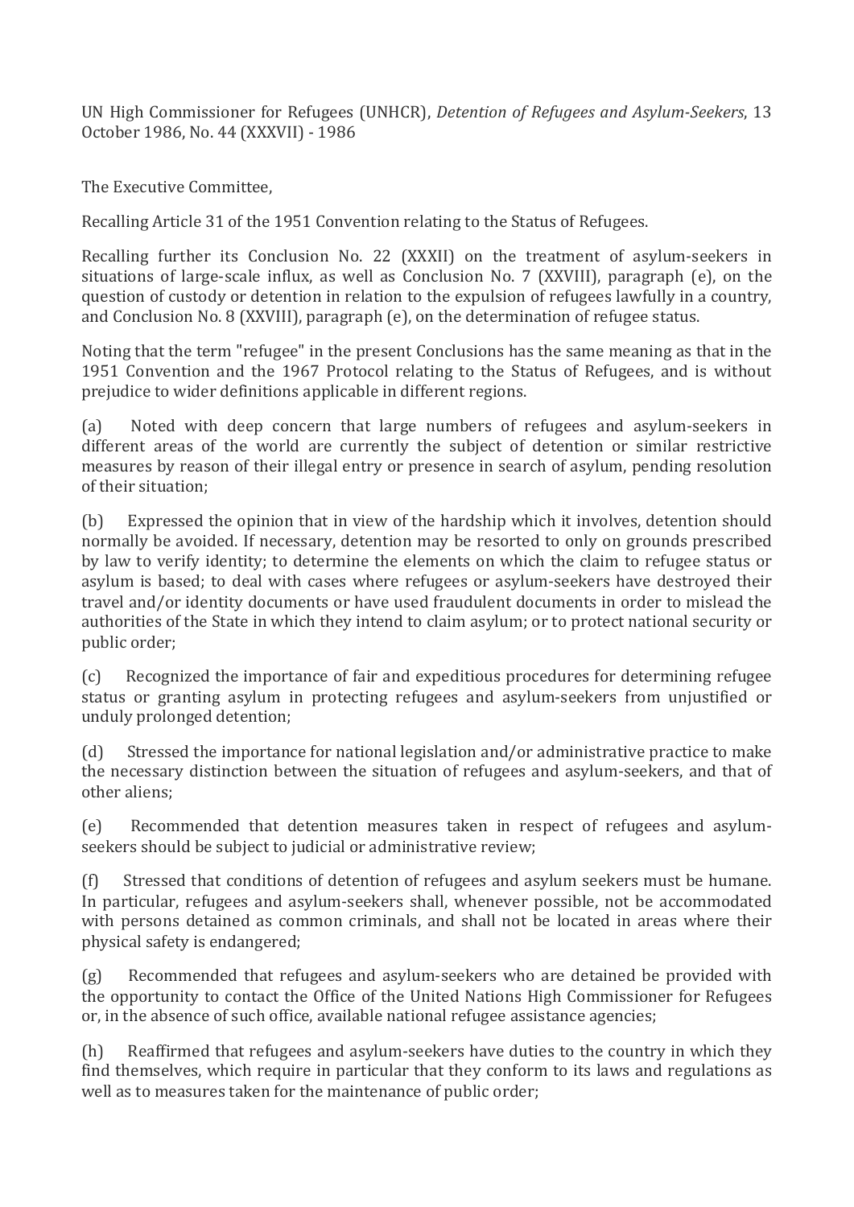UN High Commissioner for Refugees (UNHCR), *Detention of Refugees and Asylum-Seekers*, 13 October 1986, No. 44 (XXXVII) - 1986

The Executive Committee,

Recalling Article 31 of the 1951 Convention relating to the Status of Refugees.

Recalling further its Conclusion No. 22 (XXXII) on the treatment of asylum-seekers in situations of large-scale influx, as well as Conclusion No. 7 (XXVIII), paragraph (e), on the question of custody or detention in relation to the expulsion of refugees lawfully in a country, and Conclusion No. 8 (XXVIII), paragraph (e), on the determination of refugee status.

Noting that the term "refugee" in the present Conclusions has the same meaning as that in the 1951 Convention and the 1967 Protocol relating to the Status of Refugees, and is without prejudice to wider definitions applicable in different regions.

(a) Noted with deep concern that large numbers of refugees and asylum-seekers in different areas of the world are currently the subject of detention or similar restrictive measures by reason of their illegal entry or presence in search of asylum, pending resolution of their situation;

(b) Expressed the opinion that in view of the hardship which it involves, detention should normally be avoided. If necessary, detention may be resorted to only on grounds prescribed by law to verify identity; to determine the elements on which the claim to refugee status or asylum is based; to deal with cases where refugees or asylum-seekers have destroyed their travel and/or identity documents or have used fraudulent documents in order to mislead the authorities of the State in which they intend to claim asylum; or to protect national security or public order;

(c) Recognized the importance of fair and expeditious procedures for determining refugee status or granting asylum in protecting refugees and asylum-seekers from unjustified or unduly prolonged detention;

(d) Stressed the importance for national legislation and/or administrative practice to make the necessary distinction between the situation of refugees and asylum-seekers, and that of other aliens;

(e) Recommended that detention measures taken in respect of refugees and asylum-seekers should be subject to judicial or administrative review;

(f) Stressed that conditions of detention of refugees and asylum seekers must be humane. In particular, refugees and asylum-seekers shall, whenever possible, not be accommodated with persons detained as common criminals, and shall not be located in areas where their physical safety is endangered;

(g) Recommended that refugees and asylum-seekers who are detained be provided with the opportunity to contact the Office of the United Nations High Commissioner for Refugees or, in the absence of such office, available national refugee assistance agencies;

(h) Reaffirmed that refugees and asylum-seekers have duties to the country in which they find themselves, which require in particular that they conform to its laws and regulations as well as to measures taken for the maintenance of public order;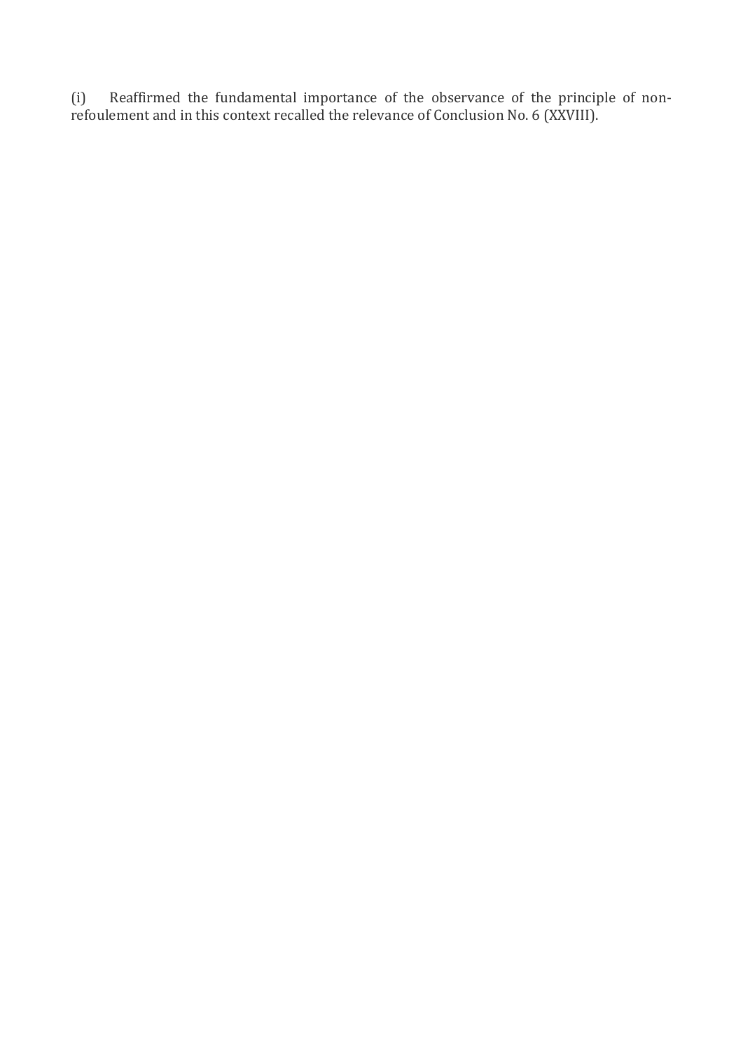(i) Reaffirmed the fundamental importance of the observance of the principle of non-refoulement and in this context recalled the relevance of Conclusion No. 6 (XXVIII).